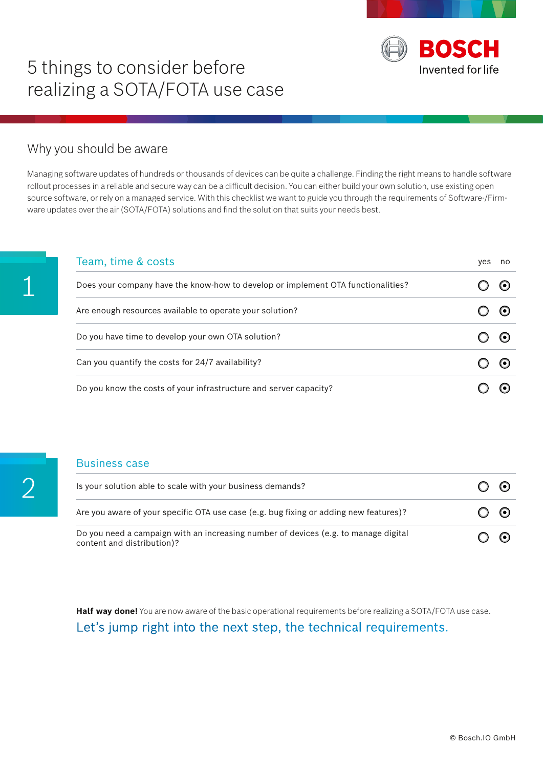# 5 things to consider before realizing a SOTA/FOTA use case

BOSCH
Invented for life

## Why you should be aware

Managing software updates of hundreds or thousands of devices can be quite a challenge. Finding the right means to handle software rollout processes in a reliable and secure way can be a difficult decision. You can either build your own solution, use existing open source software, or rely on a managed service. With this checklist we want to guide you through the requirements of Software-/Firmware updates over the air (SOTA/FOTA) solutions and find the solution that suits your needs best.

## 1 Team, time & costs

| | yes | no |
|---|---|---|
| Does your company have the know-how to develop or implement OTA functionalities? | ○ | ◉ |
| Are enough resources available to operate your solution? | ○ | ◉ |
| Do you have time to develop your own OTA solution? | ○ | ◉ |
| Can you quantify the costs for 24/7 availability? | ○ | ◉ |
| Do you know the costs of your infrastructure and server capacity? | ○ | ◉ |

## 2 Business case

| | yes | no |
|---|---|---|
| Is your solution able to scale with your business demands? | ○ | ◉ |
| Are you aware of your specific OTA use case (e.g. bug fixing or adding new features)? | ○ | ◉ |
| Do you need a campaign with an increasing number of devices (e.g. to manage digital content and distribution)? | ○ | ◉ |

**Half way done!** You are now aware of the basic operational requirements before realizing a SOTA/FOTA use case.

Let's jump right into the next step, the technical requirements.

© Bosch.IO GmbH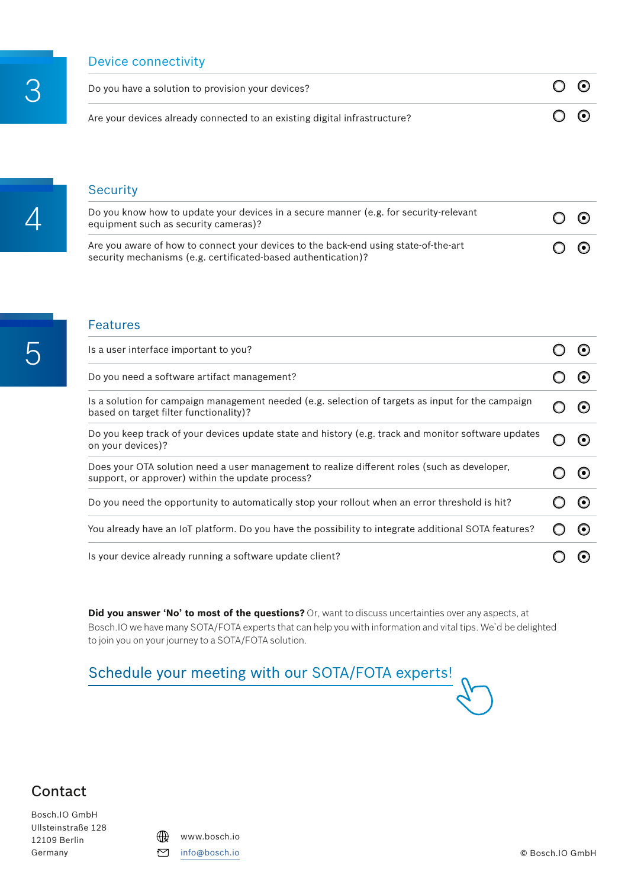## 3 Device connectivity

| | | |
|---|---|---|
| Do you have a solution to provision your devices? | ○ | ⦿ |
| Are your devices already connected to an existing digital infrastructure? | ○ | ⦿ |

## 4 Security

| | | |
|---|---|---|
| Do you know how to update your devices in a secure manner (e.g. for security-relevant equipment such as security cameras)? | ○ | ⦿ |
| Are you aware of how to connect your devices to the back-end using state-of-the-art security mechanisms (e.g. certificated-based authentication)? | ○ | ⦿ |

## 5 Features

| | | |
|---|---|---|
| Is a user interface important to you? | ○ | ⦿ |
| Do you need a software artifact management? | ○ | ⦿ |
| Is a solution for campaign management needed (e.g. selection of targets as input for the campaign based on target filter functionality)? | ○ | ⦿ |
| Do you keep track of your devices update state and history (e.g. track and monitor software updates on your devices)? | ○ | ⦿ |
| Does your OTA solution need a user management to realize different roles (such as developer, support, or approver) within the update process? | ○ | ⦿ |
| Do you need the opportunity to automatically stop your rollout when an error threshold is hit? | ○ | ⦿ |
| You already have an IoT platform. Do you have the possibility to integrate additional SOTA features? | ○ | ⦿ |
| Is your device already running a software update client? | ○ | ⦿ |

**Did you answer 'No' to most of the questions?** Or, want to discuss uncertainties over any aspects, at Bosch.IO we have many SOTA/FOTA experts that can help you with information and vital tips. We'd be delighted to join you on your journey to a SOTA/FOTA solution.

Schedule your meeting with our SOTA/FOTA experts!

## Contact

Bosch.IO GmbH
Ullsteinstraße 128
12109 Berlin
Germany

www.bosch.io
info@bosch.io

© Bosch.IO GmbH